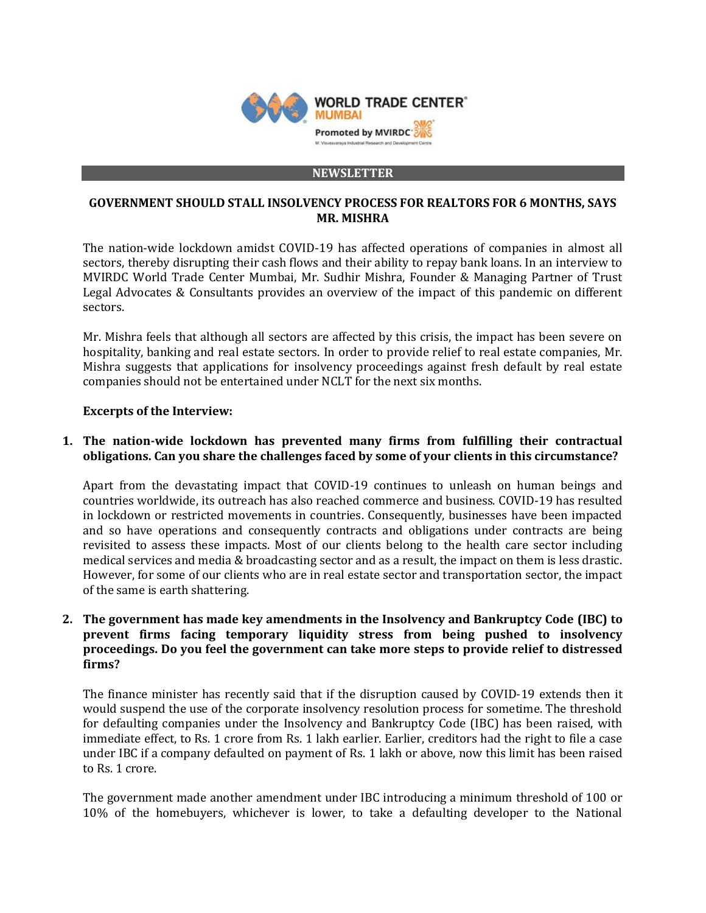WORLD TRADE CENTER® MUMBAI

Promoted by MVIRDC®

M. Visvesvaraya Industrial Research and Development Centre

**NEWSLETTER**

# GOVERNMENT SHOULD STALL INSOLVENCY PROCESS FOR REALTORS FOR 6 MONTHS, SAYS MR. MISHRA

The nation-wide lockdown amidst COVID-19 has affected operations of companies in almost all sectors, thereby disrupting their cash flows and their ability to repay bank loans. In an interview to MVIRDC World Trade Center Mumbai, Mr. Sudhir Mishra, Founder & Managing Partner of Trust Legal Advocates & Consultants provides an overview of the impact of this pandemic on different sectors.

Mr. Mishra feels that although all sectors are affected by this crisis, the impact has been severe on hospitality, banking and real estate sectors. In order to provide relief to real estate companies, Mr. Mishra suggests that applications for insolvency proceedings against fresh default by real estate companies should not be entertained under NCLT for the next six months.

**Excerpts of the Interview:**

1. **The nation-wide lockdown has prevented many firms from fulfilling their contractual obligations. Can you share the challenges faced by some of your clients in this circumstance?**

   Apart from the devastating impact that COVID-19 continues to unleash on human beings and countries worldwide, its outreach has also reached commerce and business. COVID-19 has resulted in lockdown or restricted movements in countries. Consequently, businesses have been impacted and so have operations and consequently contracts and obligations under contracts are being revisited to assess these impacts. Most of our clients belong to the health care sector including medical services and media & broadcasting sector and as a result, the impact on them is less drastic. However, for some of our clients who are in real estate sector and transportation sector, the impact of the same is earth shattering.

2. **The government has made key amendments in the Insolvency and Bankruptcy Code (IBC) to prevent firms facing temporary liquidity stress from being pushed to insolvency proceedings. Do you feel the government can take more steps to provide relief to distressed firms?**

   The finance minister has recently said that if the disruption caused by COVID-19 extends then it would suspend the use of the corporate insolvency resolution process for sometime. The threshold for defaulting companies under the Insolvency and Bankruptcy Code (IBC) has been raised, with immediate effect, to Rs. 1 crore from Rs. 1 lakh earlier. Earlier, creditors had the right to file a case under IBC if a company defaulted on payment of Rs. 1 lakh or above, now this limit has been raised to Rs. 1 crore.

   The government made another amendment under IBC introducing a minimum threshold of 100 or 10% of the homebuyers, whichever is lower, to take a defaulting developer to the National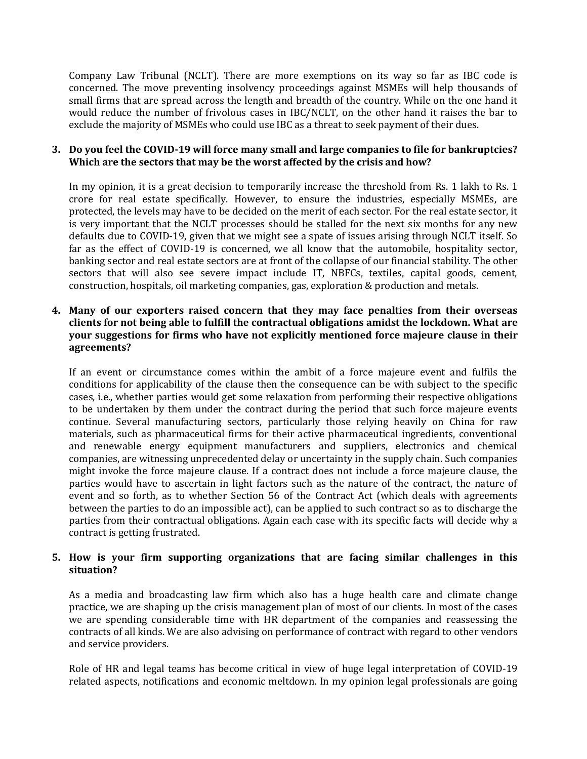Company Law Tribunal (NCLT). There are more exemptions on its way so far as IBC code is concerned. The move preventing insolvency proceedings against MSMEs will help thousands of small firms that are spread across the length and breadth of the country. While on the one hand it would reduce the number of frivolous cases in IBC/NCLT, on the other hand it raises the bar to exclude the majority of MSMEs who could use IBC as a threat to seek payment of their dues.

3. **Do you feel the COVID-19 will force many small and large companies to file for bankruptcies? Which are the sectors that may be the worst affected by the crisis and how?**

   In my opinion, it is a great decision to temporarily increase the threshold from Rs. 1 lakh to Rs. 1 crore for real estate specifically. However, to ensure the industries, especially MSMEs, are protected, the levels may have to be decided on the merit of each sector. For the real estate sector, it is very important that the NCLT processes should be stalled for the next six months for any new defaults due to COVID-19, given that we might see a spate of issues arising through NCLT itself. So far as the effect of COVID-19 is concerned, we all know that the automobile, hospitality sector, banking sector and real estate sectors are at front of the collapse of our financial stability. The other sectors that will also see severe impact include IT, NBFCs, textiles, capital goods, cement, construction, hospitals, oil marketing companies, gas, exploration & production and metals.

4. **Many of our exporters raised concern that they may face penalties from their overseas clients for not being able to fulfill the contractual obligations amidst the lockdown. What are your suggestions for firms who have not explicitly mentioned force majeure clause in their agreements?**

   If an event or circumstance comes within the ambit of a force majeure event and fulfils the conditions for applicability of the clause then the consequence can be with subject to the specific cases, i.e., whether parties would get some relaxation from performing their respective obligations to be undertaken by them under the contract during the period that such force majeure events continue. Several manufacturing sectors, particularly those relying heavily on China for raw materials, such as pharmaceutical firms for their active pharmaceutical ingredients, conventional and renewable energy equipment manufacturers and suppliers, electronics and chemical companies, are witnessing unprecedented delay or uncertainty in the supply chain. Such companies might invoke the force majeure clause. If a contract does not include a force majeure clause, the parties would have to ascertain in light factors such as the nature of the contract, the nature of event and so forth, as to whether Section 56 of the Contract Act (which deals with agreements between the parties to do an impossible act), can be applied to such contract so as to discharge the parties from their contractual obligations. Again each case with its specific facts will decide why a contract is getting frustrated.

5. **How is your firm supporting organizations that are facing similar challenges in this situation?**

   As a media and broadcasting law firm which also has a huge health care and climate change practice, we are shaping up the crisis management plan of most of our clients. In most of the cases we are spending considerable time with HR department of the companies and reassessing the contracts of all kinds. We are also advising on performance of contract with regard to other vendors and service providers.

   Role of HR and legal teams has become critical in view of huge legal interpretation of COVID-19 related aspects, notifications and economic meltdown. In my opinion legal professionals are going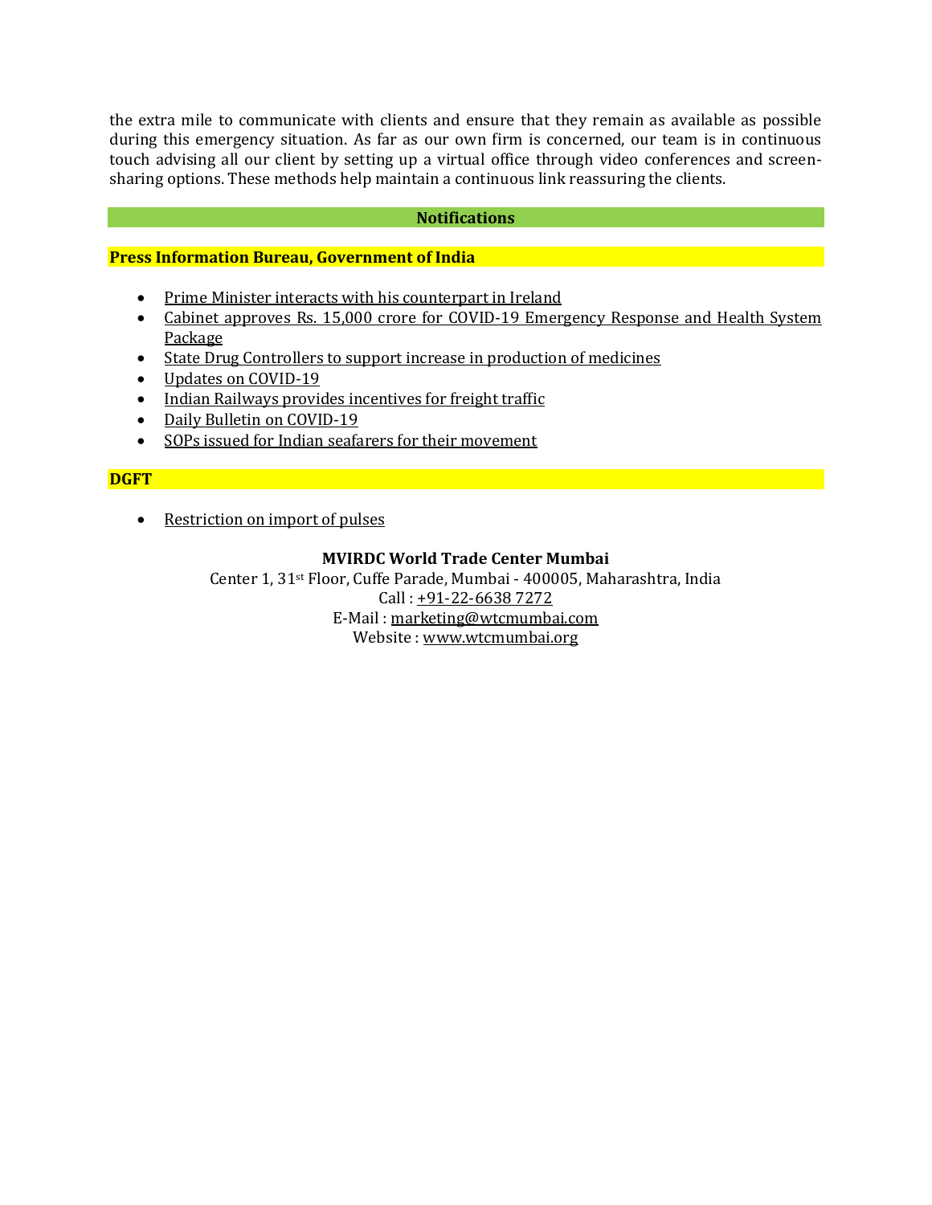the extra mile to communicate with clients and ensure that they remain as available as possible during this emergency situation. As far as our own firm is concerned, our team is in continuous touch advising all our client by setting up a virtual office through video conferences and screen-sharing options. These methods help maintain a continuous link reassuring the clients.

## Notifications

### Press Information Bureau, Government of India

- Prime Minister interacts with his counterpart in Ireland
- Cabinet approves Rs. 15,000 crore for COVID-19 Emergency Response and Health System Package
- State Drug Controllers to support increase in production of medicines
- Updates on COVID-19
- Indian Railways provides incentives for freight traffic
- Daily Bulletin on COVID-19
- SOPs issued for Indian seafarers for their movement

### DGFT

- Restriction on import of pulses

**MVIRDC World Trade Center Mumbai**
Center 1, 31st Floor, Cuffe Parade, Mumbai - 400005, Maharashtra, India
Call : +91-22-6638 7272
E-Mail : marketing@wtcmumbai.com
Website : www.wtcmumbai.org